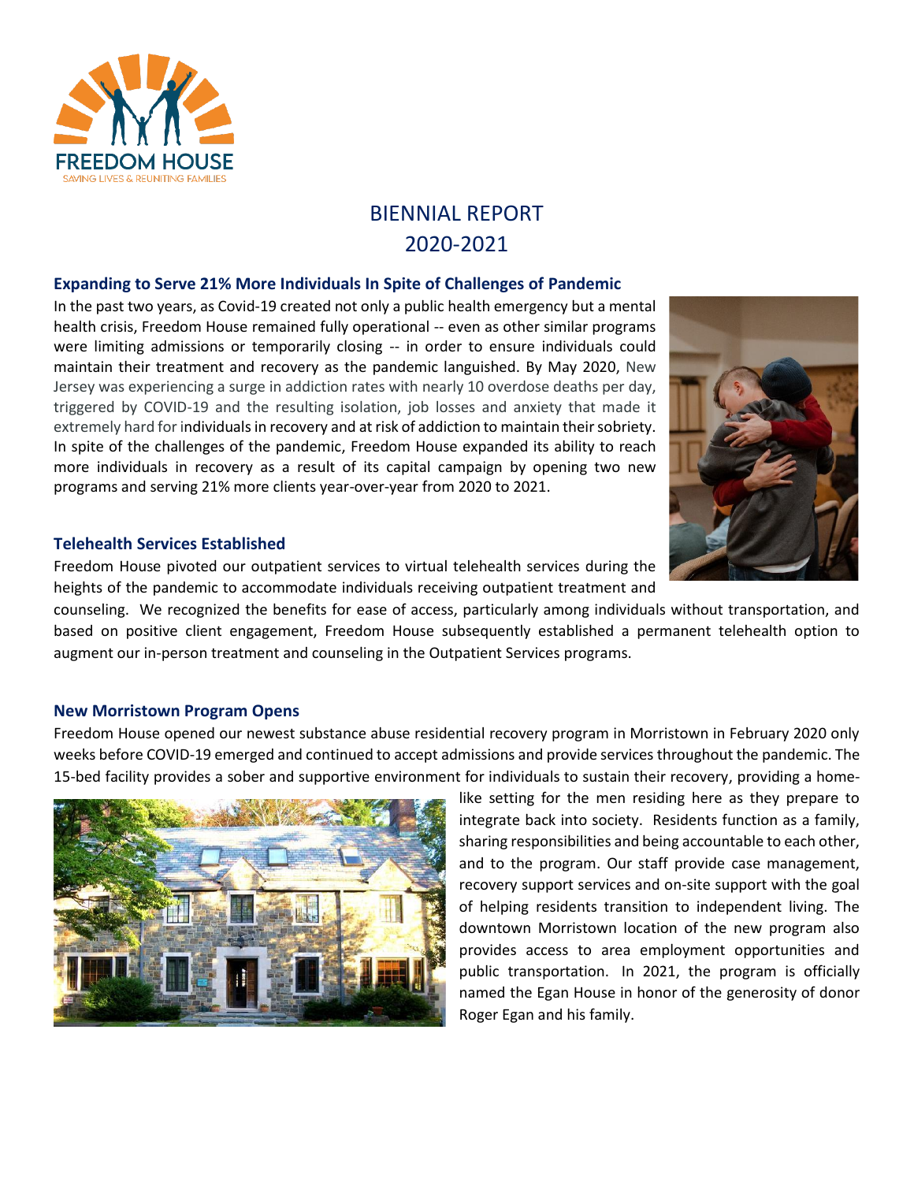FREEDOM HOUSE

SAVING LIVES & REUNITING FAMILIES

# BIENNIAL REPORT 2020-2021

## Expanding to Serve 21% More Individuals In Spite of Challenges of Pandemic

In the past two years, as Covid-19 created not only a public health emergency but a mental health crisis, Freedom House remained fully operational -- even as other similar programs were limiting admissions or temporarily closing -- in order to ensure individuals could maintain their treatment and recovery as the pandemic languished. By May 2020, New Jersey was experiencing a surge in addiction rates with nearly 10 overdose deaths per day, triggered by COVID-19 and the resulting isolation, job losses and anxiety that made it extremely hard for individuals in recovery and at risk of addiction to maintain their sobriety. In spite of the challenges of the pandemic, Freedom House expanded its ability to reach more individuals in recovery as a result of its capital campaign by opening two new programs and serving 21% more clients year-over-year from 2020 to 2021.

## Telehealth Services Established

Freedom House pivoted our outpatient services to virtual telehealth services during the heights of the pandemic to accommodate individuals receiving outpatient treatment and counseling. We recognized the benefits for ease of access, particularly among individuals without transportation, and based on positive client engagement, Freedom House subsequently established a permanent telehealth option to augment our in-person treatment and counseling in the Outpatient Services programs.

## New Morristown Program Opens

Freedom House opened our newest substance abuse residential recovery program in Morristown in February 2020 only weeks before COVID-19 emerged and continued to accept admissions and provide services throughout the pandemic. The 15-bed facility provides a sober and supportive environment for individuals to sustain their recovery, providing a home-like setting for the men residing here as they prepare to integrate back into society. Residents function as a family, sharing responsibilities and being accountable to each other, and to the program. Our staff provide case management, recovery support services and on-site support with the goal of helping residents transition to independent living. The downtown Morristown location of the new program also provides access to area employment opportunities and public transportation. In 2021, the program is officially named the Egan House in honor of the generosity of donor Roger Egan and his family.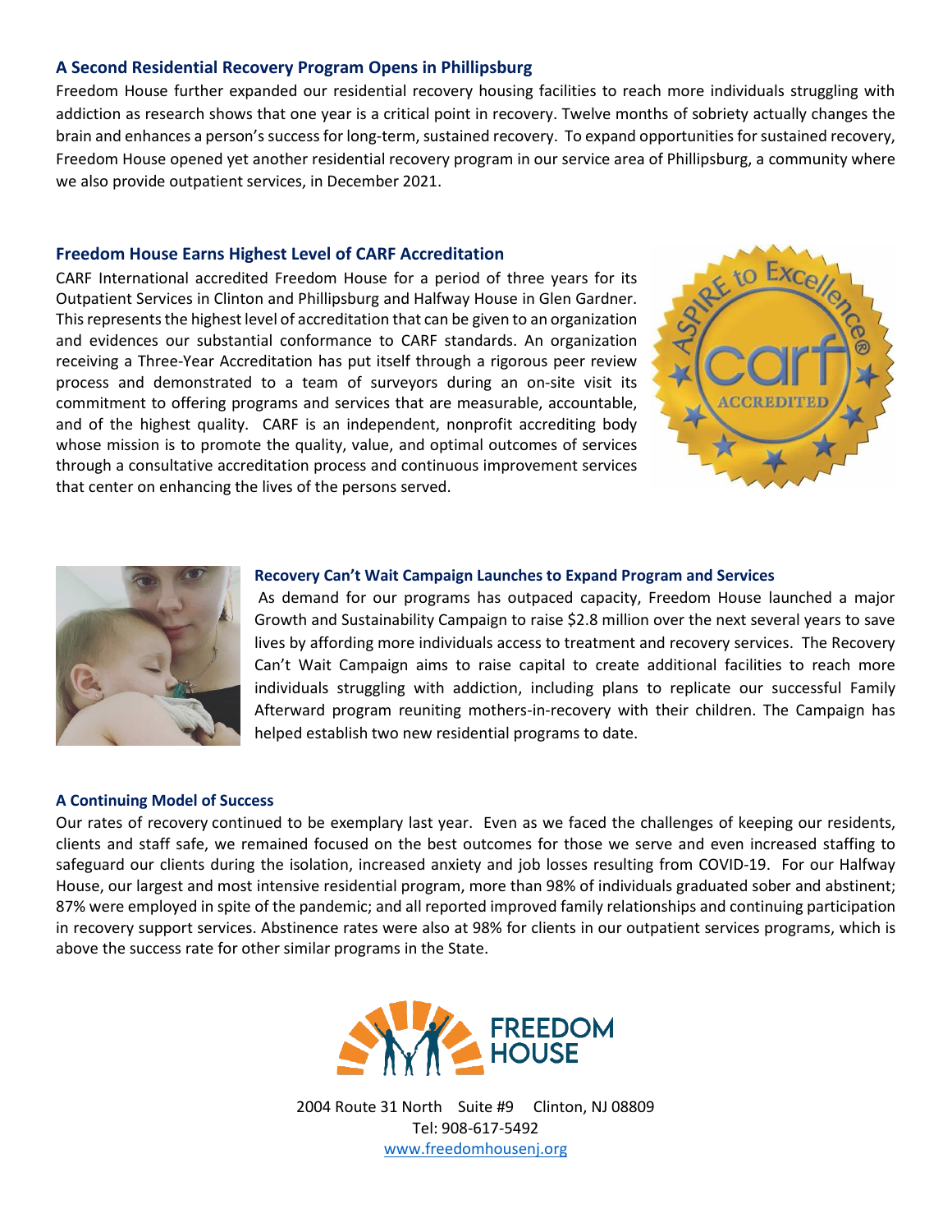## A Second Residential Recovery Program Opens in Phillipsburg

Freedom House further expanded our residential recovery housing facilities to reach more individuals struggling with addiction as research shows that one year is a critical point in recovery. Twelve months of sobriety actually changes the brain and enhances a person's success for long-term, sustained recovery. To expand opportunities for sustained recovery, Freedom House opened yet another residential recovery program in our service area of Phillipsburg, a community where we also provide outpatient services, in December 2021.

## Freedom House Earns Highest Level of CARF Accreditation

CARF International accredited Freedom House for a period of three years for its Outpatient Services in Clinton and Phillipsburg and Halfway House in Glen Gardner. This represents the highest level of accreditation that can be given to an organization and evidences our substantial conformance to CARF standards. An organization receiving a Three-Year Accreditation has put itself through a rigorous peer review process and demonstrated to a team of surveyors during an on-site visit its commitment to offering programs and services that are measurable, accountable, and of the highest quality. CARF is an independent, nonprofit accrediting body whose mission is to promote the quality, value, and optimal outcomes of services through a consultative accreditation process and continuous improvement services that center on enhancing the lives of the persons served.

## Recovery Can't Wait Campaign Launches to Expand Program and Services

As demand for our programs has outpaced capacity, Freedom House launched a major Growth and Sustainability Campaign to raise $2.8 million over the next several years to save lives by affording more individuals access to treatment and recovery services. The Recovery Can't Wait Campaign aims to raise capital to create additional facilities to reach more individuals struggling with addiction, including plans to replicate our successful Family Afterward program reuniting mothers-in-recovery with their children. The Campaign has helped establish two new residential programs to date.

## A Continuing Model of Success

Our rates of recovery continued to be exemplary last year. Even as we faced the challenges of keeping our residents, clients and staff safe, we remained focused on the best outcomes for those we serve and even increased staffing to safeguard our clients during the isolation, increased anxiety and job losses resulting from COVID-19. For our Halfway House, our largest and most intensive residential program, more than 98% of individuals graduated sober and abstinent; 87% were employed in spite of the pandemic; and all reported improved family relationships and continuing participation in recovery support services. Abstinence rates were also at 98% for clients in our outpatient services programs, which is above the success rate for other similar programs in the State.

FREEDOM HOUSE

2004 Route 31 North Suite #9 Clinton, NJ 08809
Tel: 908-617-5492
www.freedomhousenj.org